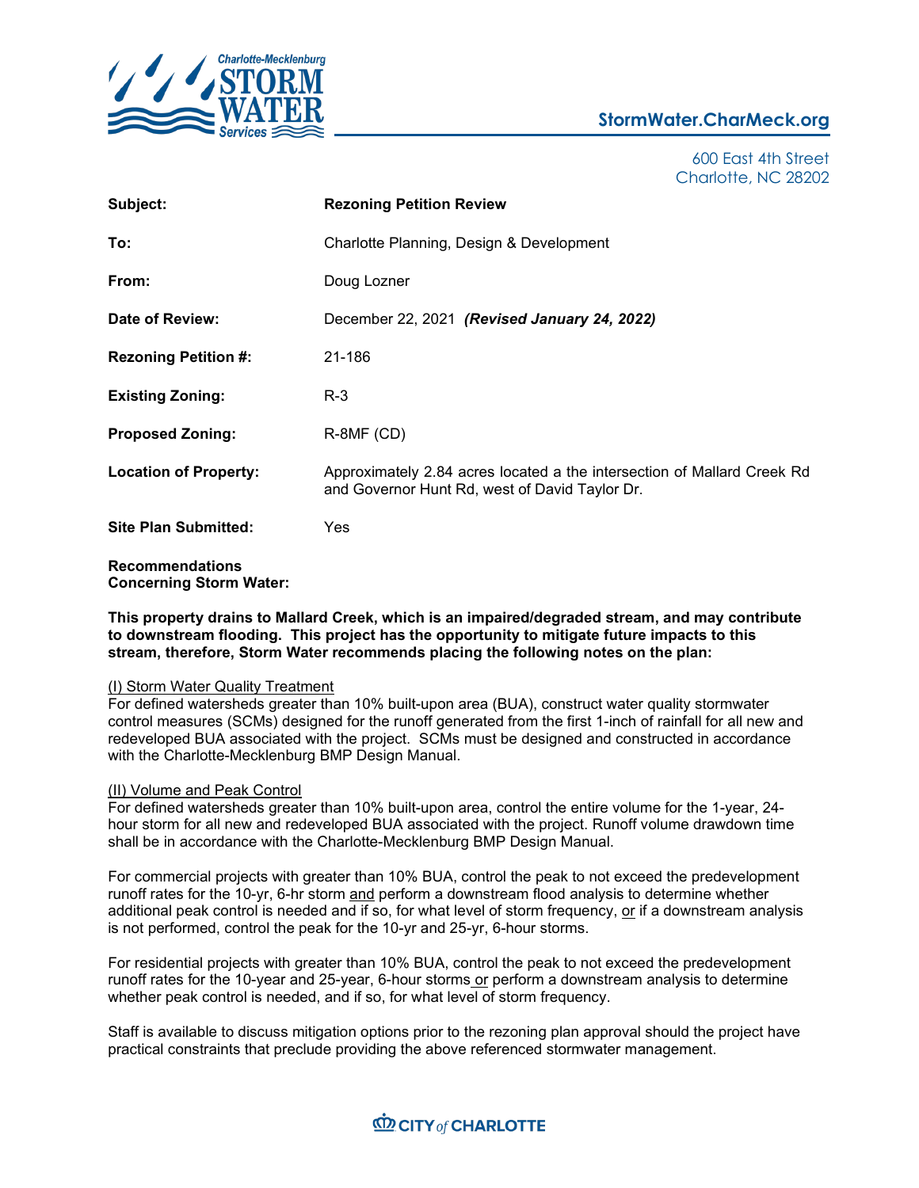Charlotte-Mecklenburg STORM WATER Services

**StormWater.CharMeck.org**

600 East 4th Street
Charlotte, NC 28202

| | |
|---|---|
| **Subject:** | **Rezoning Petition Review** |
| **To:** | Charlotte Planning, Design & Development |
| **From:** | Doug Lozner |
| **Date of Review:** | December 22, 2021 ***(Revised January 24, 2022)*** |
| **Rezoning Petition #:** | 21-186 |
| **Existing Zoning:** | R-3 |
| **Proposed Zoning:** | R-8MF (CD) |
| **Location of Property:** | Approximately 2.84 acres located a the intersection of Mallard Creek Rd and Governor Hunt Rd, west of David Taylor Dr. |
| **Site Plan Submitted:** | Yes |

**Recommendations Concerning Storm Water:**

**This property drains to Mallard Creek, which is an impaired/degraded stream, and may contribute to downstream flooding. This project has the opportunity to mitigate future impacts to this stream, therefore, Storm Water recommends placing the following notes on the plan:**

(I) Storm Water Quality Treatment
For defined watersheds greater than 10% built-upon area (BUA), construct water quality stormwater control measures (SCMs) designed for the runoff generated from the first 1-inch of rainfall for all new and redeveloped BUA associated with the project. SCMs must be designed and constructed in accordance with the Charlotte-Mecklenburg BMP Design Manual.

(II) Volume and Peak Control
For defined watersheds greater than 10% built-upon area, control the entire volume for the 1-year, 24-hour storm for all new and redeveloped BUA associated with the project. Runoff volume drawdown time shall be in accordance with the Charlotte-Mecklenburg BMP Design Manual.

For commercial projects with greater than 10% BUA, control the peak to not exceed the predevelopment runoff rates for the 10-yr, 6-hr storm and perform a downstream flood analysis to determine whether additional peak control is needed and if so, for what level of storm frequency, or if a downstream analysis is not performed, control the peak for the 10-yr and 25-yr, 6-hour storms.

For residential projects with greater than 10% BUA, control the peak to not exceed the predevelopment runoff rates for the 10-year and 25-year, 6-hour storms or perform a downstream analysis to determine whether peak control is needed, and if so, for what level of storm frequency.

Staff is available to discuss mitigation options prior to the rezoning plan approval should the project have practical constraints that preclude providing the above referenced stormwater management.

CITY of CHARLOTTE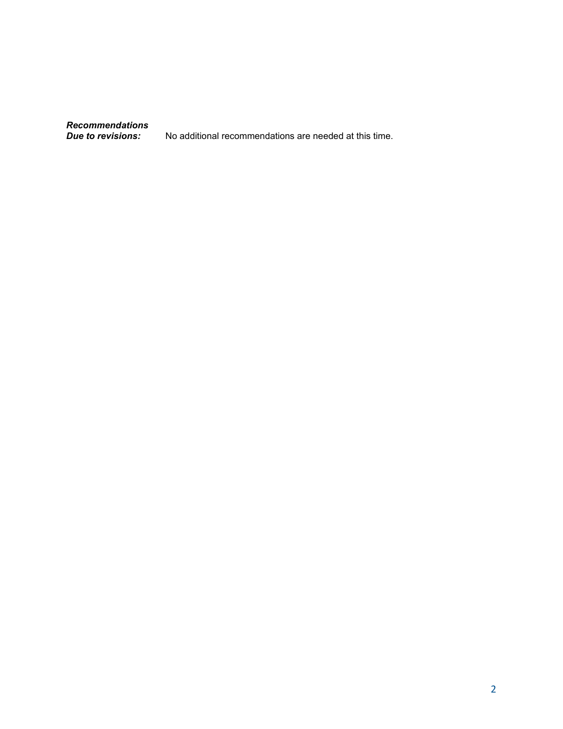***Recommendations***
***Due to revisions:*** No additional recommendations are needed at this time.